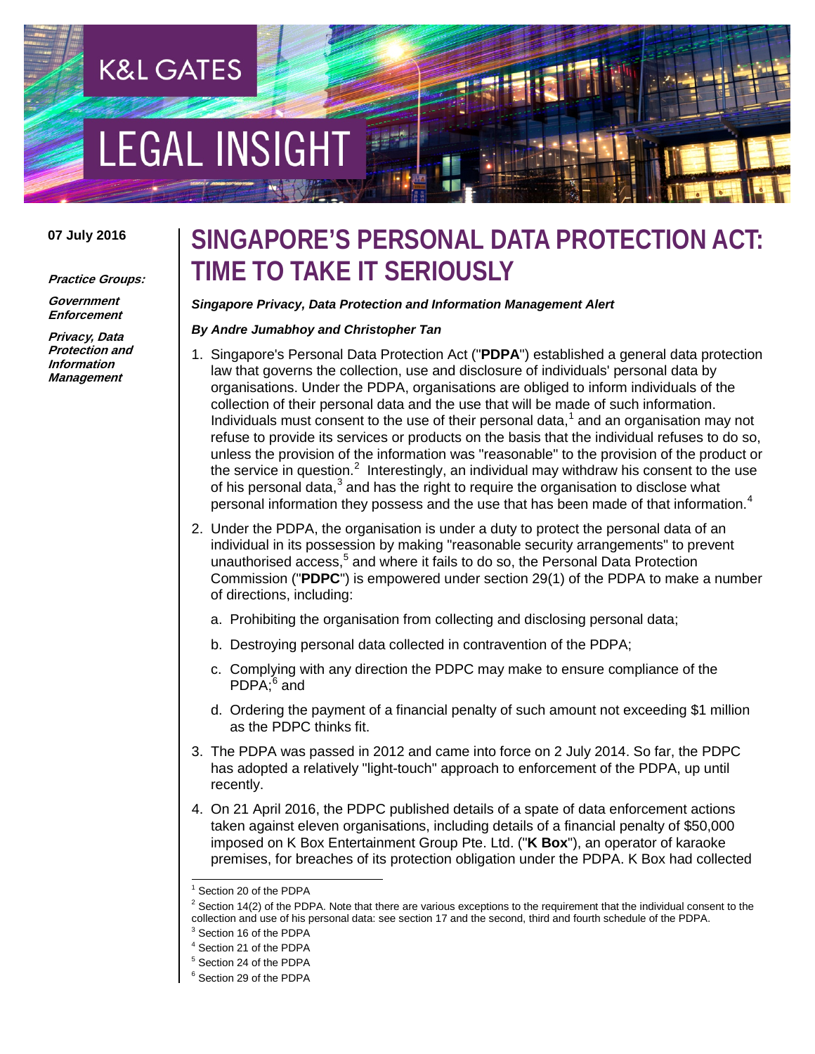K&L GATES

LEGAL INSIGHT

07 July 2016

**Practice Groups:**

***Government Enforcement***

***Privacy, Data Protection and Information Management***

# SINGAPORE'S PERSONAL DATA PROTECTION ACT: TIME TO TAKE IT SERIOUSLY

***Singapore Privacy, Data Protection and Information Management Alert***

***By Andre Jumabhoy and Christopher Tan***

1. Singapore's Personal Data Protection Act ("**PDPA**") established a general data protection law that governs the collection, use and disclosure of individuals' personal data by organisations. Under the PDPA, organisations are obliged to inform individuals of the collection of their personal data and the use that will be made of such information. Individuals must consent to the use of their personal data,[1] and an organisation may not refuse to provide its services or products on the basis that the individual refuses to do so, unless the provision of the information was "reasonable" to the provision of the product or the service in question.[2] Interestingly, an individual may withdraw his consent to the use of his personal data,[3] and has the right to require the organisation to disclose what personal information they possess and the use that has been made of that information.[4]

2. Under the PDPA, the organisation is under a duty to protect the personal data of an individual in its possession by making "reasonable security arrangements" to prevent unauthorised access,[5] and where it fails to do so, the Personal Data Protection Commission ("**PDPC**") is empowered under section 29(1) of the PDPA to make a number of directions, including:

   a. Prohibiting the organisation from collecting and disclosing personal data;

   b. Destroying personal data collected in contravention of the PDPA;

   c. Complying with any direction the PDPC may make to ensure compliance of the PDPA;[6] and

   d. Ordering the payment of a financial penalty of such amount not exceeding $1 million as the PDPC thinks fit.

3. The PDPA was passed in 2012 and came into force on 2 July 2014. So far, the PDPC has adopted a relatively "light-touch" approach to enforcement of the PDPA, up until recently.

4. On 21 April 2016, the PDPC published details of a spate of data enforcement actions taken against eleven organisations, including details of a financial penalty of $50,000 imposed on K Box Entertainment Group Pte. Ltd. ("**K Box**"), an operator of karaoke premises, for breaches of its protection obligation under the PDPA. K Box had collected

---

[1] Section 20 of the PDPA

[2] Section 14(2) of the PDPA. Note that there are various exceptions to the requirement that the individual consent to the collection and use of his personal data: see section 17 and the second, third and fourth schedule of the PDPA.

[3] Section 16 of the PDPA

[4] Section 21 of the PDPA

[5] Section 24 of the PDPA

[6] Section 29 of the PDPA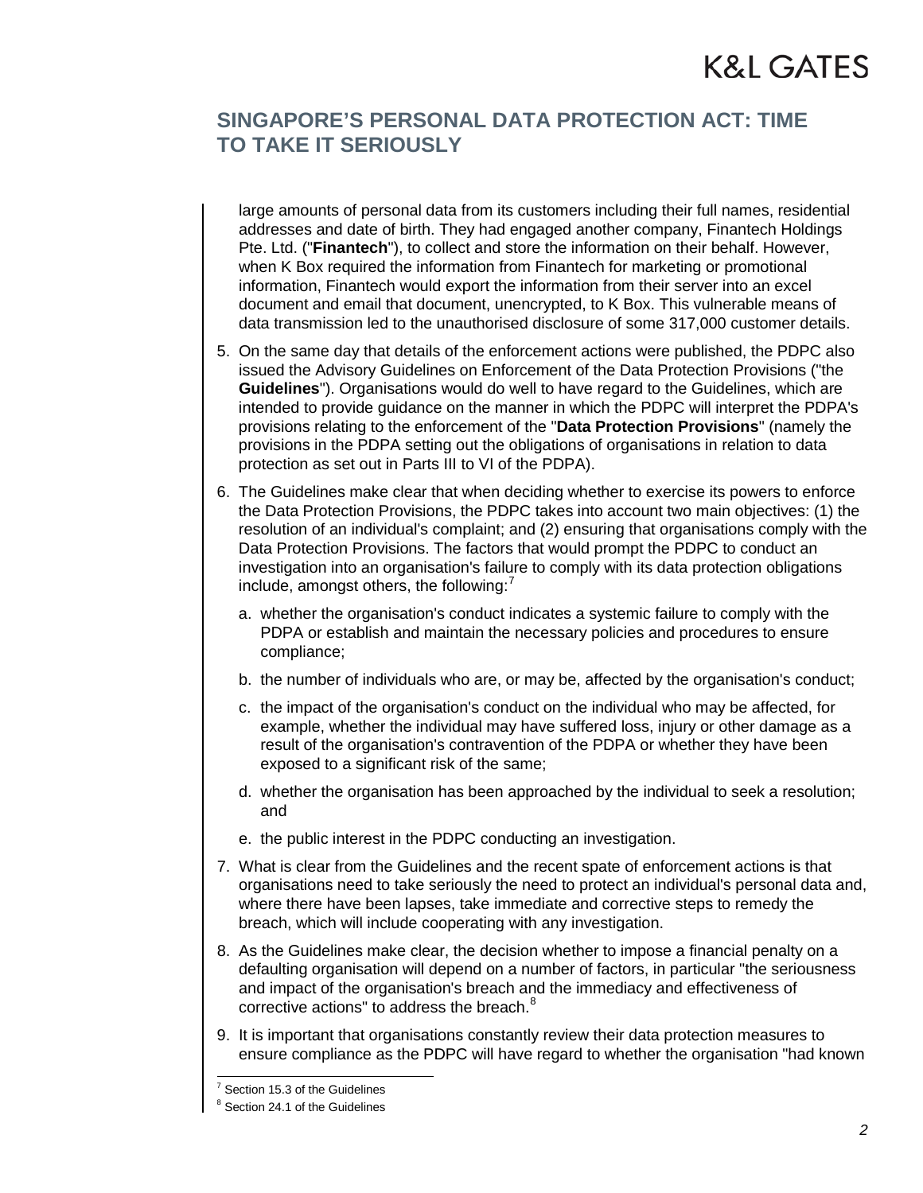large amounts of personal data from its customers including their full names, residential addresses and date of birth. They had engaged another company, Finantech Holdings Pte. Ltd. ("**Finantech**"), to collect and store the information on their behalf. However, when K Box required the information from Finantech for marketing or promotional information, Finantech would export the information from their server into an excel document and email that document, unencrypted, to K Box. This vulnerable means of data transmission led to the unauthorised disclosure of some 317,000 customer details.

5. On the same day that details of the enforcement actions were published, the PDPC also issued the Advisory Guidelines on Enforcement of the Data Protection Provisions ("the **Guidelines**"). Organisations would do well to have regard to the Guidelines, which are intended to provide guidance on the manner in which the PDPC will interpret the PDPA's provisions relating to the enforcement of the "**Data Protection Provisions**" (namely the provisions in the PDPA setting out the obligations of organisations in relation to data protection as set out in Parts III to VI of the PDPA).

6. The Guidelines make clear that when deciding whether to exercise its powers to enforce the Data Protection Provisions, the PDPC takes into account two main objectives: (1) the resolution of an individual's complaint; and (2) ensuring that organisations comply with the Data Protection Provisions. The factors that would prompt the PDPC to conduct an investigation into an organisation's failure to comply with its data protection obligations include, amongst others, the following:[7]

   a. whether the organisation's conduct indicates a systemic failure to comply with the PDPA or establish and maintain the necessary policies and procedures to ensure compliance;

   b. the number of individuals who are, or may be, affected by the organisation's conduct;

   c. the impact of the organisation's conduct on the individual who may be affected, for example, whether the individual may have suffered loss, injury or other damage as a result of the organisation's contravention of the PDPA or whether they have been exposed to a significant risk of the same;

   d. whether the organisation has been approached by the individual to seek a resolution; and

   e. the public interest in the PDPC conducting an investigation.

7. What is clear from the Guidelines and the recent spate of enforcement actions is that organisations need to take seriously the need to protect an individual's personal data and, where there have been lapses, take immediate and corrective steps to remedy the breach, which will include cooperating with any investigation.

8. As the Guidelines make clear, the decision whether to impose a financial penalty on a defaulting organisation will depend on a number of factors, in particular "the seriousness and impact of the organisation's breach and the immediacy and effectiveness of corrective actions" to address the breach.[8]

9. It is important that organisations constantly review their data protection measures to ensure compliance as the PDPC will have regard to whether the organisation "had known

[7] Section 15.3 of the Guidelines

[8] Section 24.1 of the Guidelines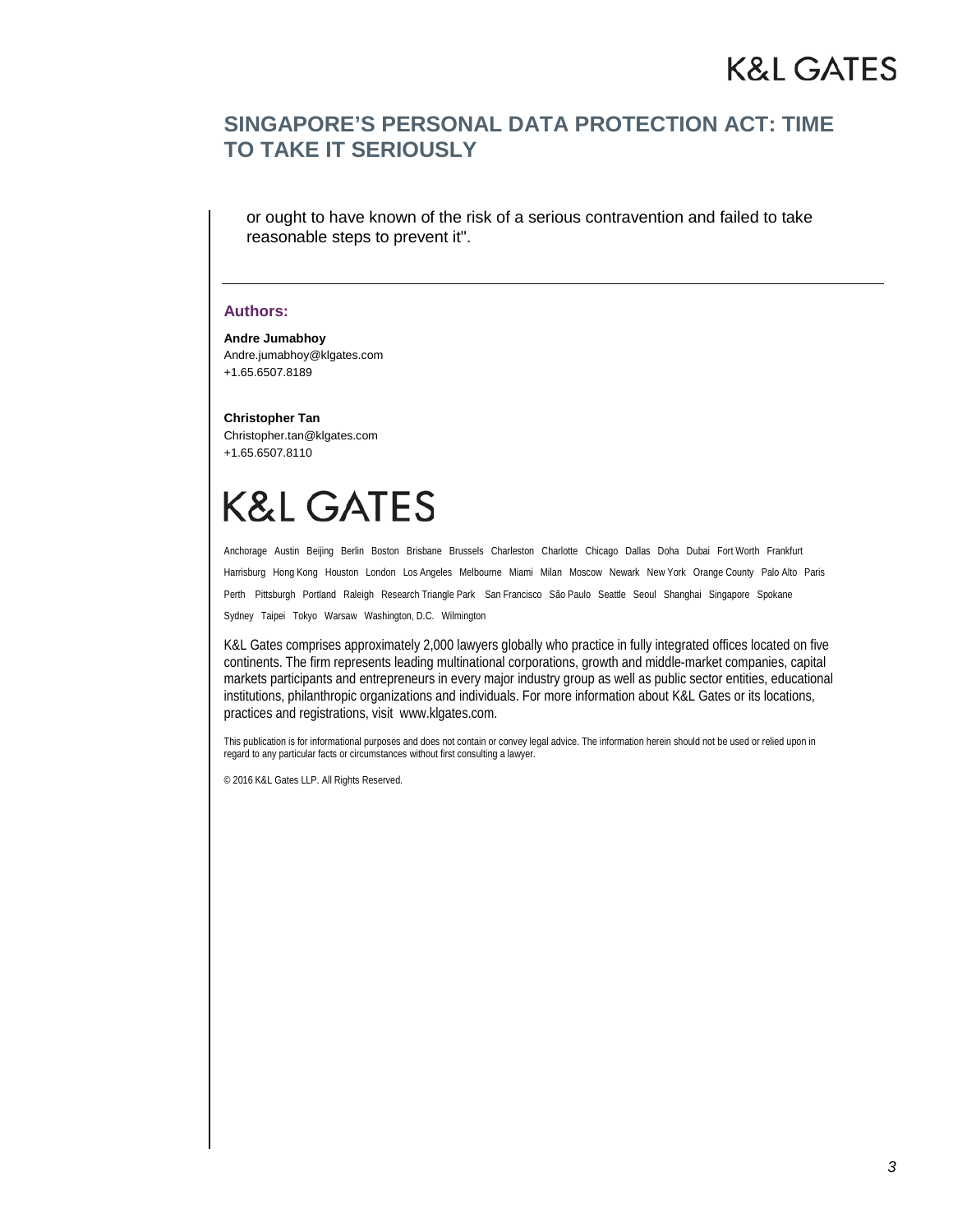or ought to have known of the risk of a serious contravention and failed to take reasonable steps to prevent it".

---

**Authors:**

**Andre Jumabhoy**
Andre.jumabhoy@klgates.com
+1.65.6507.8189

**Christopher Tan**
Christopher.tan@klgates.com
+1.65.6507.8110

# K&L GATES

Anchorage Austin Beijing Berlin Boston Brisbane Brussels Charleston Charlotte Chicago Dallas Doha Dubai Fort Worth Frankfurt Harrisburg Hong Kong Houston London Los Angeles Melbourne Miami Milan Moscow Newark New York Orange County Palo Alto Paris Perth Pittsburgh Portland Raleigh Research Triangle Park San Francisco São Paulo Seattle Seoul Shanghai Singapore Spokane Sydney Taipei Tokyo Warsaw Washington, D.C. Wilmington

K&L Gates comprises approximately 2,000 lawyers globally who practice in fully integrated offices located on five continents. The firm represents leading multinational corporations, growth and middle-market companies, capital markets participants and entrepreneurs in every major industry group as well as public sector entities, educational institutions, philanthropic organizations and individuals. For more information about K&L Gates or its locations, practices and registrations, visit www.klgates.com.

This publication is for informational purposes and does not contain or convey legal advice. The information herein should not be used or relied upon in regard to any particular facts or circumstances without first consulting a lawyer.

© 2016 K&L Gates LLP. All Rights Reserved.